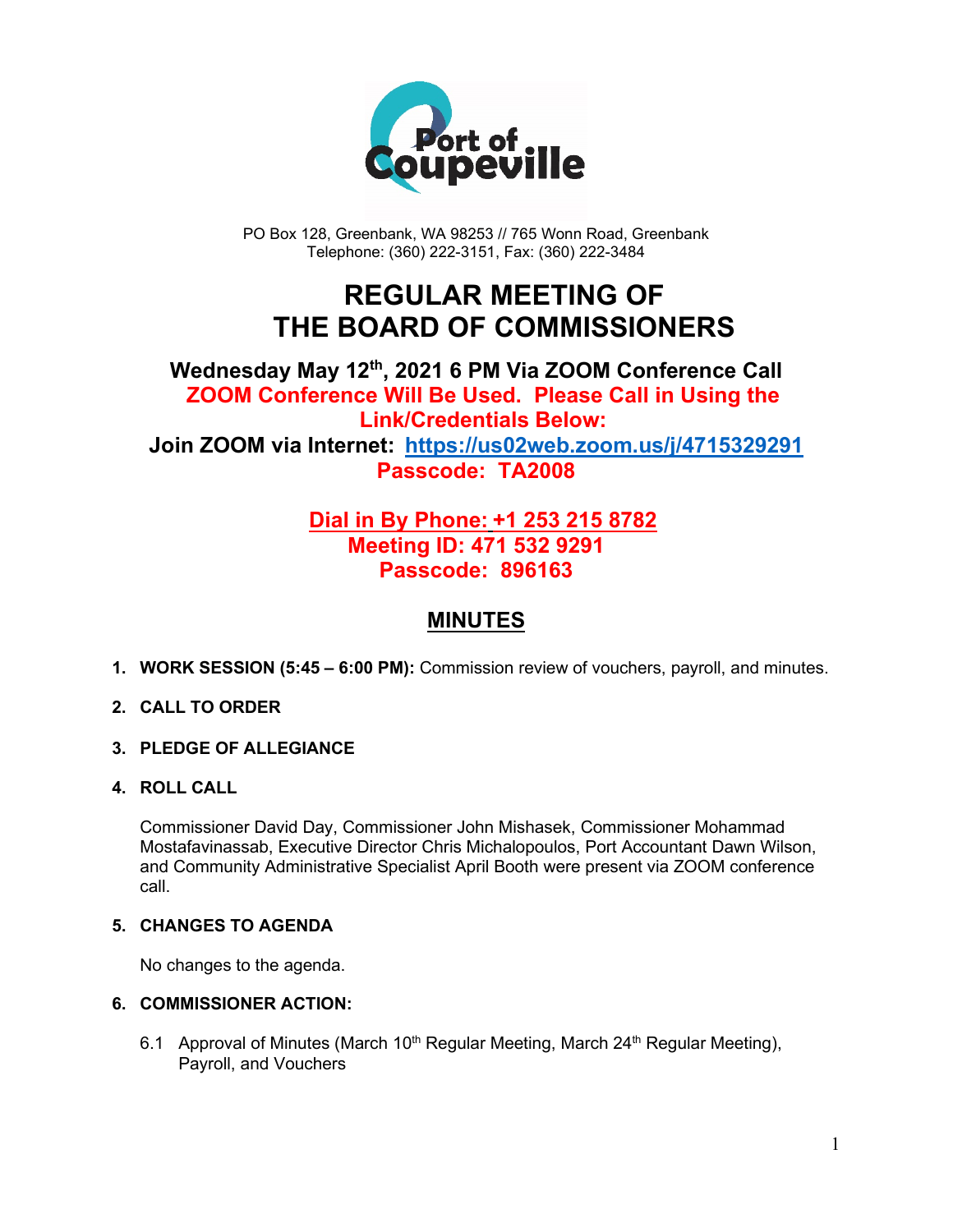Port of Coupeville

PO Box 128, Greenbank, WA 98253 // 765 Wonn Road, Greenbank
Telephone: (360) 222-3151, Fax: (360) 222-3484

# REGULAR MEETING OF THE BOARD OF COMMISSIONERS

### Wednesday May 12th, 2021 6 PM Via ZOOM Conference Call

**ZOOM Conference Will Be Used. Please Call in Using the Link/Credentials Below:**

**Join ZOOM via Internet: [https://us02web.zoom.us/j/4715329291](https://us02web.zoom.us/j/4715329291)**

**Passcode: TA2008**

**Dial in By Phone: +1 253 215 8782**
**Meeting ID: 471 532 9291**
**Passcode: 896163**

## MINUTES

1. **WORK SESSION (5:45 – 6:00 PM):** Commission review of vouchers, payroll, and minutes.

2. **CALL TO ORDER**

3. **PLEDGE OF ALLEGIANCE**

4. **ROLL CALL**

   Commissioner David Day, Commissioner John Mishasek, Commissioner Mohammad Mostafavinassab, Executive Director Chris Michalopoulos, Port Accountant Dawn Wilson, and Community Administrative Specialist April Booth were present via ZOOM conference call.

5. **CHANGES TO AGENDA**

   No changes to the agenda.

6. **COMMISSIONER ACTION:**

   6.1 Approval of Minutes (March 10th Regular Meeting, March 24th Regular Meeting), Payroll, and Vouchers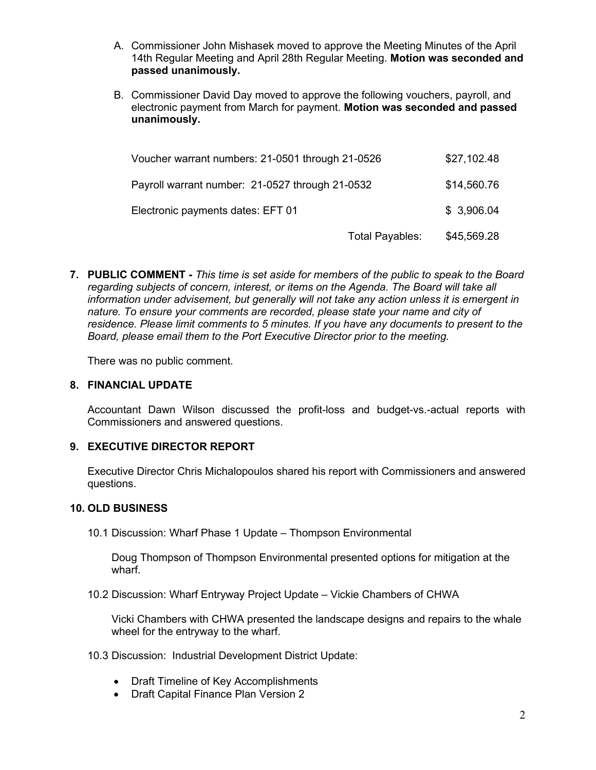A. Commissioner John Mishasek moved to approve the Meeting Minutes of the April 14th Regular Meeting and April 28th Regular Meeting. **Motion was seconded and passed unanimously.**

B. Commissioner David Day moved to approve the following vouchers, payroll, and electronic payment from March for payment. **Motion was seconded and passed unanimously.**

| | |
|---|---|
| Voucher warrant numbers: 21-0501 through 21-0526 | $27,102.48 |
| Payroll warrant number: 21-0527 through 21-0532 | $14,560.76 |
| Electronic payments dates: EFT 01 | $ 3,906.04 |
| Total Payables: | $45,569.28 |

**7. PUBLIC COMMENT -** *This time is set aside for members of the public to speak to the Board regarding subjects of concern, interest, or items on the Agenda. The Board will take all information under advisement, but generally will not take any action unless it is emergent in nature. To ensure your comments are recorded, please state your name and city of residence. Please limit comments to 5 minutes. If you have any documents to present to the Board, please email them to the Port Executive Director prior to the meeting.*

There was no public comment.

**8. FINANCIAL UPDATE**

Accountant Dawn Wilson discussed the profit-loss and budget-vs.-actual reports with Commissioners and answered questions.

**9. EXECUTIVE DIRECTOR REPORT**

Executive Director Chris Michalopoulos shared his report with Commissioners and answered questions.

**10. OLD BUSINESS**

10.1 Discussion: Wharf Phase 1 Update – Thompson Environmental

Doug Thompson of Thompson Environmental presented options for mitigation at the wharf.

10.2 Discussion: Wharf Entryway Project Update – Vickie Chambers of CHWA

Vicki Chambers with CHWA presented the landscape designs and repairs to the whale wheel for the entryway to the wharf.

10.3 Discussion: Industrial Development District Update:

- Draft Timeline of Key Accomplishments
- Draft Capital Finance Plan Version 2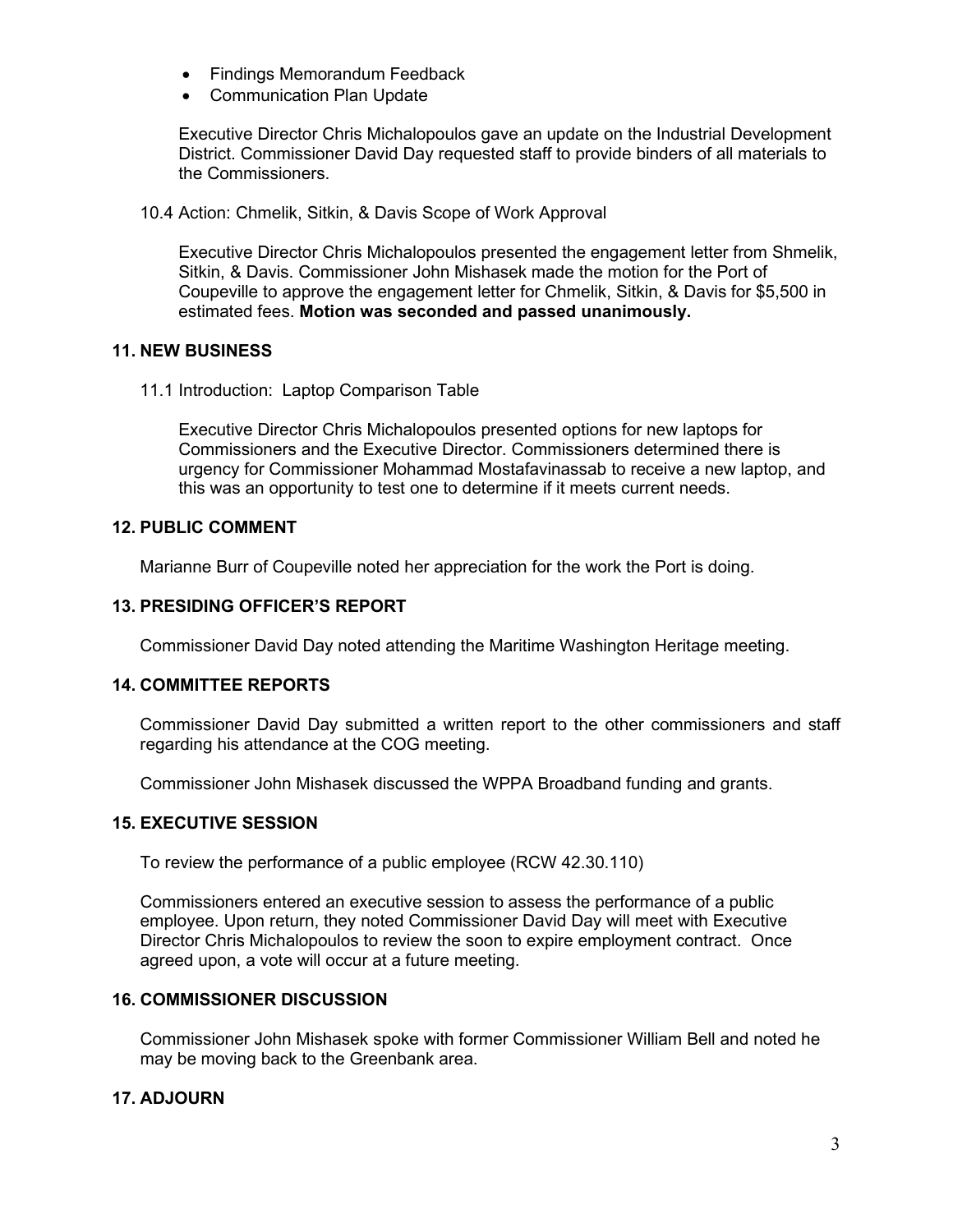- Findings Memorandum Feedback
- Communication Plan Update

Executive Director Chris Michalopoulos gave an update on the Industrial Development District. Commissioner David Day requested staff to provide binders of all materials to the Commissioners.

10.4 Action: Chmelik, Sitkin, & Davis Scope of Work Approval

Executive Director Chris Michalopoulos presented the engagement letter from Shmelik, Sitkin, & Davis. Commissioner John Mishasek made the motion for the Port of Coupeville to approve the engagement letter for Chmelik, Sitkin, & Davis for $5,500 in estimated fees. **Motion was seconded and passed unanimously.**

## 11. NEW BUSINESS

11.1 Introduction: Laptop Comparison Table

Executive Director Chris Michalopoulos presented options for new laptops for Commissioners and the Executive Director. Commissioners determined there is urgency for Commissioner Mohammad Mostafavinassab to receive a new laptop, and this was an opportunity to test one to determine if it meets current needs.

## 12. PUBLIC COMMENT

Marianne Burr of Coupeville noted her appreciation for the work the Port is doing.

## 13. PRESIDING OFFICER'S REPORT

Commissioner David Day noted attending the Maritime Washington Heritage meeting.

## 14. COMMITTEE REPORTS

Commissioner David Day submitted a written report to the other commissioners and staff regarding his attendance at the COG meeting.

Commissioner John Mishasek discussed the WPPA Broadband funding and grants.

## 15. EXECUTIVE SESSION

To review the performance of a public employee (RCW 42.30.110)

Commissioners entered an executive session to assess the performance of a public employee. Upon return, they noted Commissioner David Day will meet with Executive Director Chris Michalopoulos to review the soon to expire employment contract. Once agreed upon, a vote will occur at a future meeting.

## 16. COMMISSIONER DISCUSSION

Commissioner John Mishasek spoke with former Commissioner William Bell and noted he may be moving back to the Greenbank area.

## 17. ADJOURN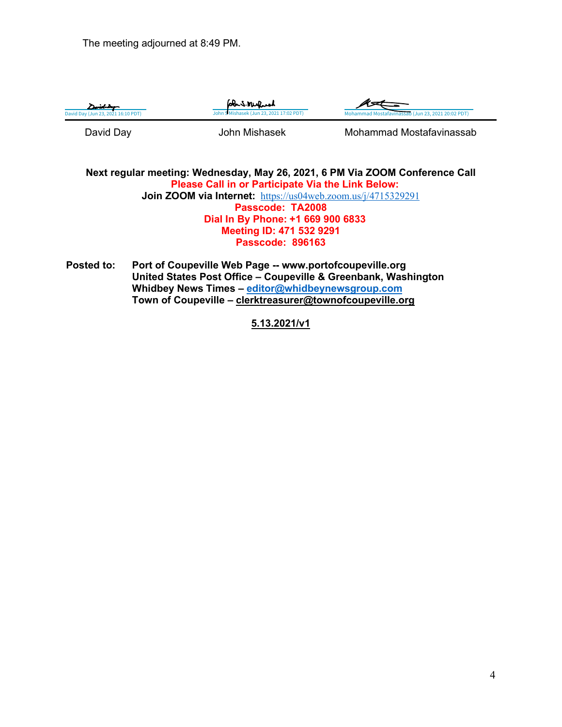The meeting adjourned at 8:49 PM.

| David Day (Jun 23, 2021 16:10 PDT) | John S Mishasek (Jun 23, 2021 17:02 PDT) | Mohammad Mostafavinassab (Jun 23, 2021 20:02 PDT) |
|---|---|---|
| David Day | John Mishasek | Mohammad Mostafavinassab |

**Next regular meeting: Wednesday, May 26, 2021, 6 PM Via ZOOM Conference Call**

**Please Call in or Participate Via the Link Below:**

**Join ZOOM via Internet:** https://us04web.zoom.us/j/4715329291

**Passcode: TA2008**

**Dial In By Phone: +1 669 900 6833**

**Meeting ID: 471 532 9291**

**Passcode: 896163**

**Posted to:** **Port of Coupeville Web Page -- www.portofcoupeville.org**
**United States Post Office – Coupeville & Greenbank, Washington**
**Whidbey News Times – editor@whidbeynewsgroup.com**
**Town of Coupeville – clerktreasurer@townofcoupeville.org**

**5.13.2021/v1**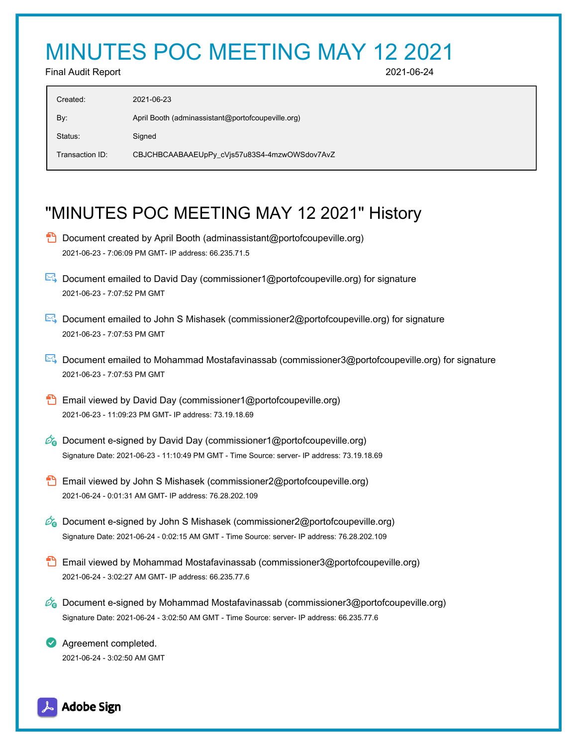# MINUTES POC MEETING MAY 12 2021

Final Audit Report 2021-06-24

| | |
|---|---|
| Created: | 2021-06-23 |
| By: | April Booth (adminassistant@portofcoupeville.org) |
| Status: | Signed |
| Transaction ID: | CBJCHBCAABAAEUpPy_cVjs57u83S4-4mzwOWSdov7AvZ |

## "MINUTES POC MEETING MAY 12 2021" History

- Document created by April Booth (adminassistant@portofcoupeville.org)
  2021-06-23 - 7:06:09 PM GMT- IP address: 66.235.71.5

- Document emailed to David Day (commissioner1@portofcoupeville.org) for signature
  2021-06-23 - 7:07:52 PM GMT

- Document emailed to John S Mishasek (commissioner2@portofcoupeville.org) for signature
  2021-06-23 - 7:07:53 PM GMT

- Document emailed to Mohammad Mostafavinassab (commissioner3@portofcoupeville.org) for signature
  2021-06-23 - 7:07:53 PM GMT

- Email viewed by David Day (commissioner1@portofcoupeville.org)
  2021-06-23 - 11:09:23 PM GMT- IP address: 73.19.18.69

- Document e-signed by David Day (commissioner1@portofcoupeville.org)
  Signature Date: 2021-06-23 - 11:10:49 PM GMT - Time Source: server- IP address: 73.19.18.69

- Email viewed by John S Mishasek (commissioner2@portofcoupeville.org)
  2021-06-24 - 0:01:31 AM GMT- IP address: 76.28.202.109

- Document e-signed by John S Mishasek (commissioner2@portofcoupeville.org)
  Signature Date: 2021-06-24 - 0:02:15 AM GMT - Time Source: server- IP address: 76.28.202.109

- Email viewed by Mohammad Mostafavinassab (commissioner3@portofcoupeville.org)
  2021-06-24 - 3:02:27 AM GMT- IP address: 66.235.77.6

- Document e-signed by Mohammad Mostafavinassab (commissioner3@portofcoupeville.org)
  Signature Date: 2021-06-24 - 3:02:50 AM GMT - Time Source: server- IP address: 66.235.77.6

- Agreement completed.
  2021-06-24 - 3:02:50 AM GMT

Adobe Sign